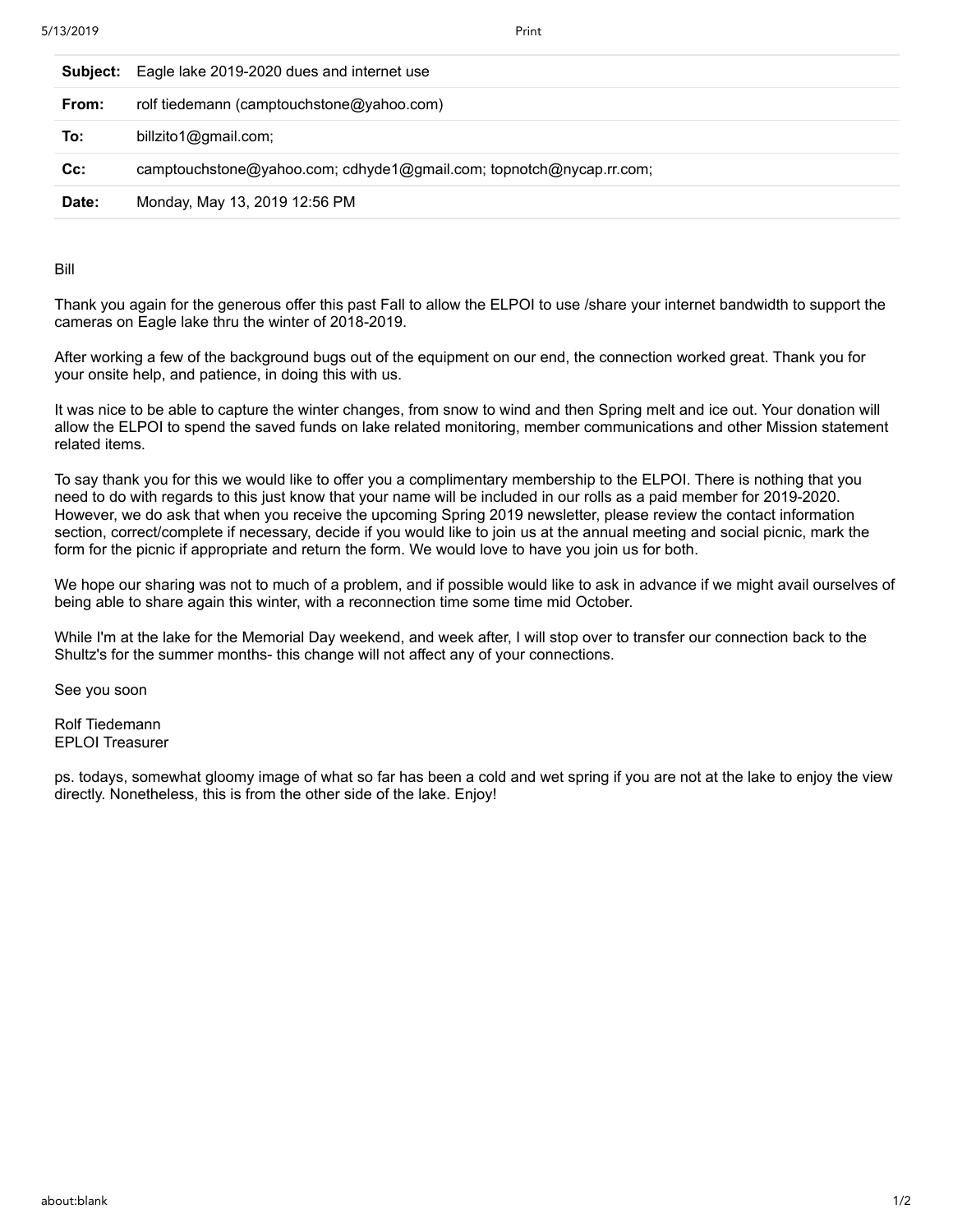| **Subject:** | Eagle lake 2019-2020 dues and internet use |
|---|---|
| **From:** | rolf tiedemann (camptouchstone@yahoo.com) |
| **To:** | billzito1@gmail.com; |
| **Cc:** | camptouchstone@yahoo.com; cdhyde1@gmail.com; topnotch@nycap.rr.com; |
| **Date:** | Monday, May 13, 2019 12:56 PM |

Bill

Thank you again for the generous offer this past Fall to allow the ELPOI to use /share your internet bandwidth to support the cameras on Eagle lake thru the winter of 2018-2019.

After working a few of the background bugs out of the equipment on our end, the connection worked great. Thank you for your onsite help, and patience, in doing this with us.

It was nice to be able to capture the winter changes, from snow to wind and then Spring melt and ice out. Your donation will allow the ELPOI to spend the saved funds on lake related monitoring, member communications and other Mission statement related items.

To say thank you for this we would like to offer you a complimentary membership to the ELPOI. There is nothing that you need to do with regards to this just know that your name will be included in our rolls as a paid member for 2019-2020. However, we do ask that when you receive the upcoming Spring 2019 newsletter, please review the contact information section, correct/complete if necessary, decide if you would like to join us at the annual meeting and social picnic, mark the form for the picnic if appropriate and return the form. We would love to have you join us for both.

We hope our sharing was not to much of a problem, and if possible would like to ask in advance if we might avail ourselves of being able to share again this winter, with a reconnection time some time mid October.

While I'm at the lake for the Memorial Day weekend, and week after, I will stop over to transfer our connection back to the Shultz's for the summer months- this change will not affect any of your connections.

See you soon

Rolf Tiedemann
EPLOI Treasurer

ps. todays, somewhat gloomy image of what so far has been a cold and wet spring if you are not at the lake to enjoy the view directly. Nonetheless, this is from the other side of the lake. Enjoy!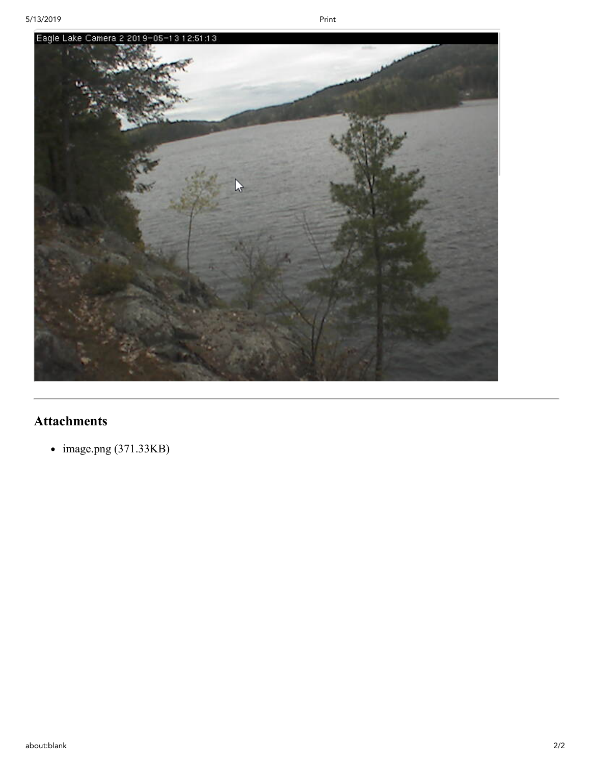## Attachments

- image.png (371.33KB)